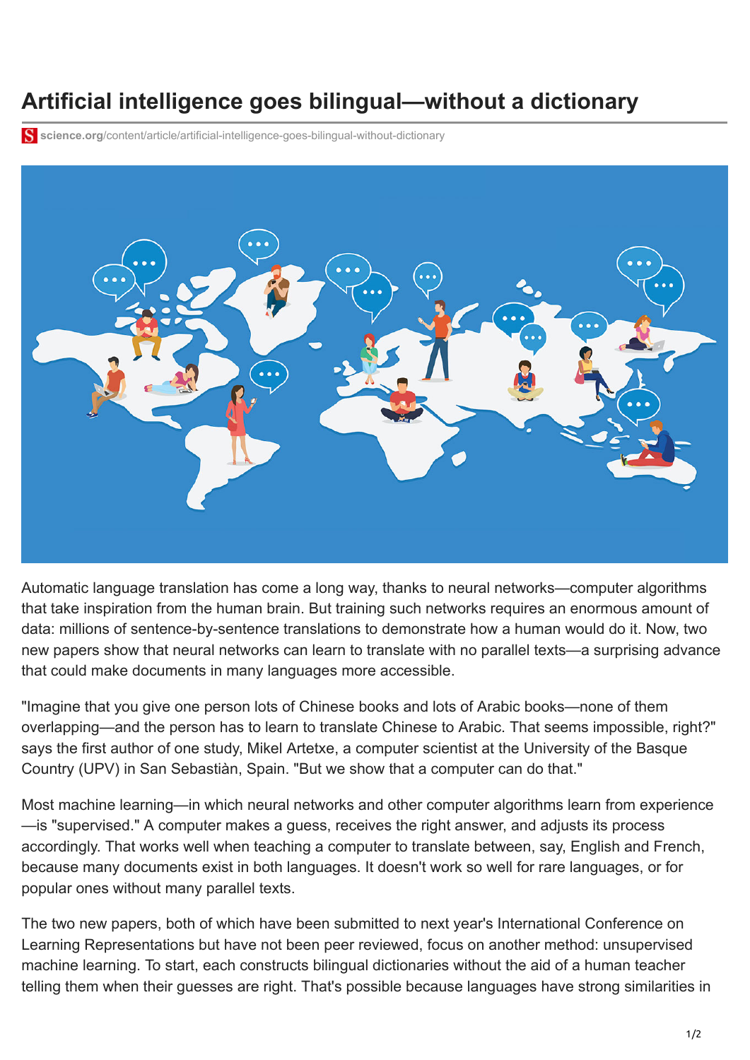# Artificial intelligence goes bilingual—without a dictionary

science.org/content/article/artificial-intelligence-goes-bilingual-without-dictionary

Automatic language translation has come a long way, thanks to neural networks—computer algorithms that take inspiration from the human brain. But training such networks requires an enormous amount of data: millions of sentence-by-sentence translations to demonstrate how a human would do it. Now, two new papers show that neural networks can learn to translate with no parallel texts—a surprising advance that could make documents in many languages more accessible.

"Imagine that you give one person lots of Chinese books and lots of Arabic books—none of them overlapping—and the person has to learn to translate Chinese to Arabic. That seems impossible, right?" says the first author of one study, Mikel Artetxe, a computer scientist at the University of the Basque Country (UPV) in San Sebastiàn, Spain. "But we show that a computer can do that."

Most machine learning—in which neural networks and other computer algorithms learn from experience—is "supervised." A computer makes a guess, receives the right answer, and adjusts its process accordingly. That works well when teaching a computer to translate between, say, English and French, because many documents exist in both languages. It doesn't work so well for rare languages, or for popular ones without many parallel texts.

The two new papers, both of which have been submitted to next year's International Conference on Learning Representations but have not been peer reviewed, focus on another method: unsupervised machine learning. To start, each constructs bilingual dictionaries without the aid of a human teacher telling them when their guesses are right. That's possible because languages have strong similarities in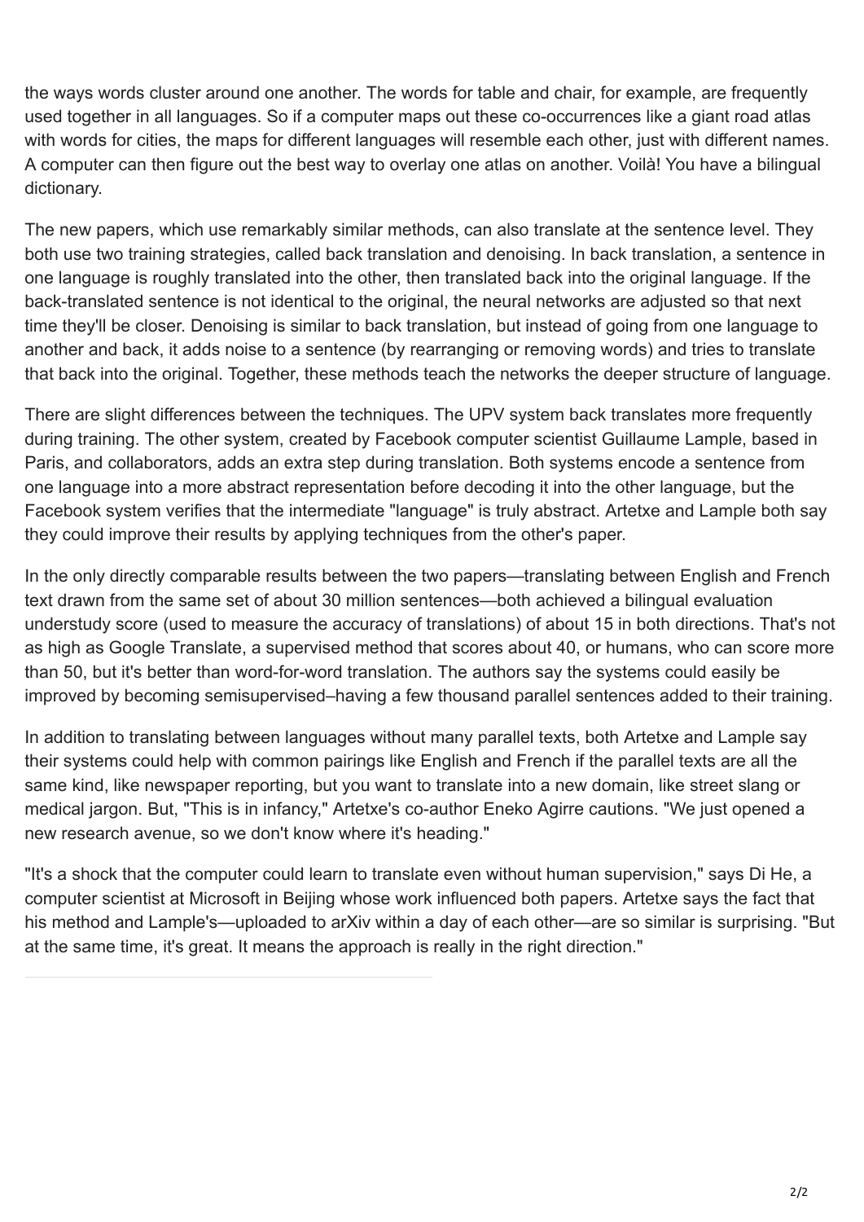the ways words cluster around one another. The words for table and chair, for example, are frequently used together in all languages. So if a computer maps out these co-occurrences like a giant road atlas with words for cities, the maps for different languages will resemble each other, just with different names. A computer can then figure out the best way to overlay one atlas on another. Voilà! You have a bilingual dictionary.

The new papers, which use remarkably similar methods, can also translate at the sentence level. They both use two training strategies, called back translation and denoising. In back translation, a sentence in one language is roughly translated into the other, then translated back into the original language. If the back-translated sentence is not identical to the original, the neural networks are adjusted so that next time they'll be closer. Denoising is similar to back translation, but instead of going from one language to another and back, it adds noise to a sentence (by rearranging or removing words) and tries to translate that back into the original. Together, these methods teach the networks the deeper structure of language.

There are slight differences between the techniques. The UPV system back translates more frequently during training. The other system, created by Facebook computer scientist Guillaume Lample, based in Paris, and collaborators, adds an extra step during translation. Both systems encode a sentence from one language into a more abstract representation before decoding it into the other language, but the Facebook system verifies that the intermediate "language" is truly abstract. Artetxe and Lample both say they could improve their results by applying techniques from the other's paper.

In the only directly comparable results between the two papers—translating between English and French text drawn from the same set of about 30 million sentences—both achieved a bilingual evaluation understudy score (used to measure the accuracy of translations) of about 15 in both directions. That's not as high as Google Translate, a supervised method that scores about 40, or humans, who can score more than 50, but it's better than word-for-word translation. The authors say the systems could easily be improved by becoming semisupervised–having a few thousand parallel sentences added to their training.

In addition to translating between languages without many parallel texts, both Artetxe and Lample say their systems could help with common pairings like English and French if the parallel texts are all the same kind, like newspaper reporting, but you want to translate into a new domain, like street slang or medical jargon. But, "This is in infancy," Artetxe's co-author Eneko Agirre cautions. "We just opened a new research avenue, so we don't know where it's heading."

"It's a shock that the computer could learn to translate even without human supervision," says Di He, a computer scientist at Microsoft in Beijing whose work influenced both papers. Artetxe says the fact that his method and Lample's—uploaded to arXiv within a day of each other—are so similar is surprising. "But at the same time, it's great. It means the approach is really in the right direction."